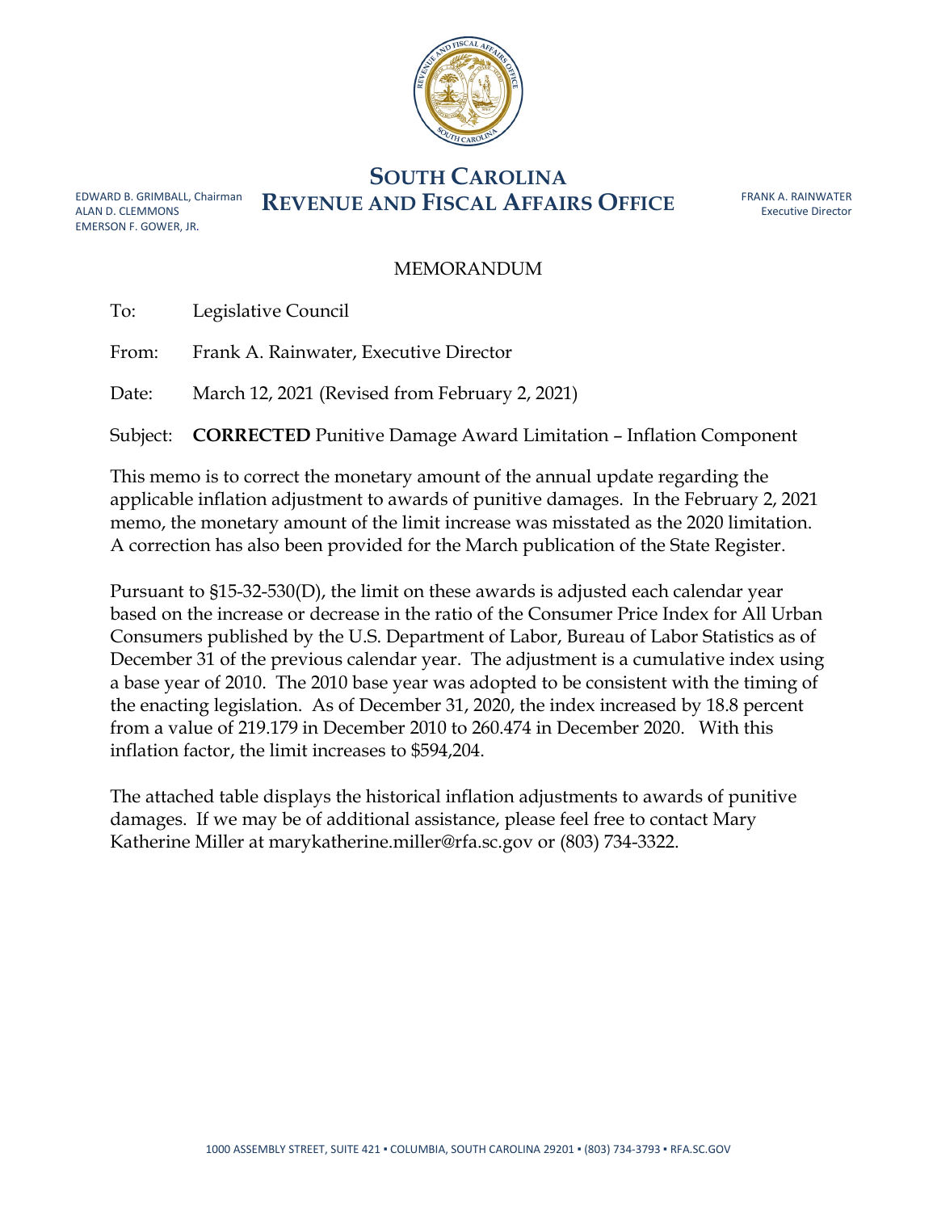# SOUTH CAROLINA
# REVENUE AND FISCAL AFFAIRS OFFICE

EDWARD B. GRIMBALL, Chairman
ALAN D. CLEMMONS
EMERSON F. GOWER, JR.

FRANK A. RAINWATER
Executive Director

## MEMORANDUM

To: Legislative Council

From: Frank A. Rainwater, Executive Director

Date: March 12, 2021 (Revised from February 2, 2021)

Subject: **CORRECTED** Punitive Damage Award Limitation – Inflation Component

This memo is to correct the monetary amount of the annual update regarding the applicable inflation adjustment to awards of punitive damages. In the February 2, 2021 memo, the monetary amount of the limit increase was misstated as the 2020 limitation. A correction has also been provided for the March publication of the State Register.

Pursuant to §15-32-530(D), the limit on these awards is adjusted each calendar year based on the increase or decrease in the ratio of the Consumer Price Index for All Urban Consumers published by the U.S. Department of Labor, Bureau of Labor Statistics as of December 31 of the previous calendar year. The adjustment is a cumulative index using a base year of 2010. The 2010 base year was adopted to be consistent with the timing of the enacting legislation. As of December 31, 2020, the index increased by 18.8 percent from a value of 219.179 in December 2010 to 260.474 in December 2020. With this inflation factor, the limit increases to $594,204.

The attached table displays the historical inflation adjustments to awards of punitive damages. If we may be of additional assistance, please feel free to contact Mary Katherine Miller at marykatherine.miller@rfa.sc.gov or (803) 734-3322.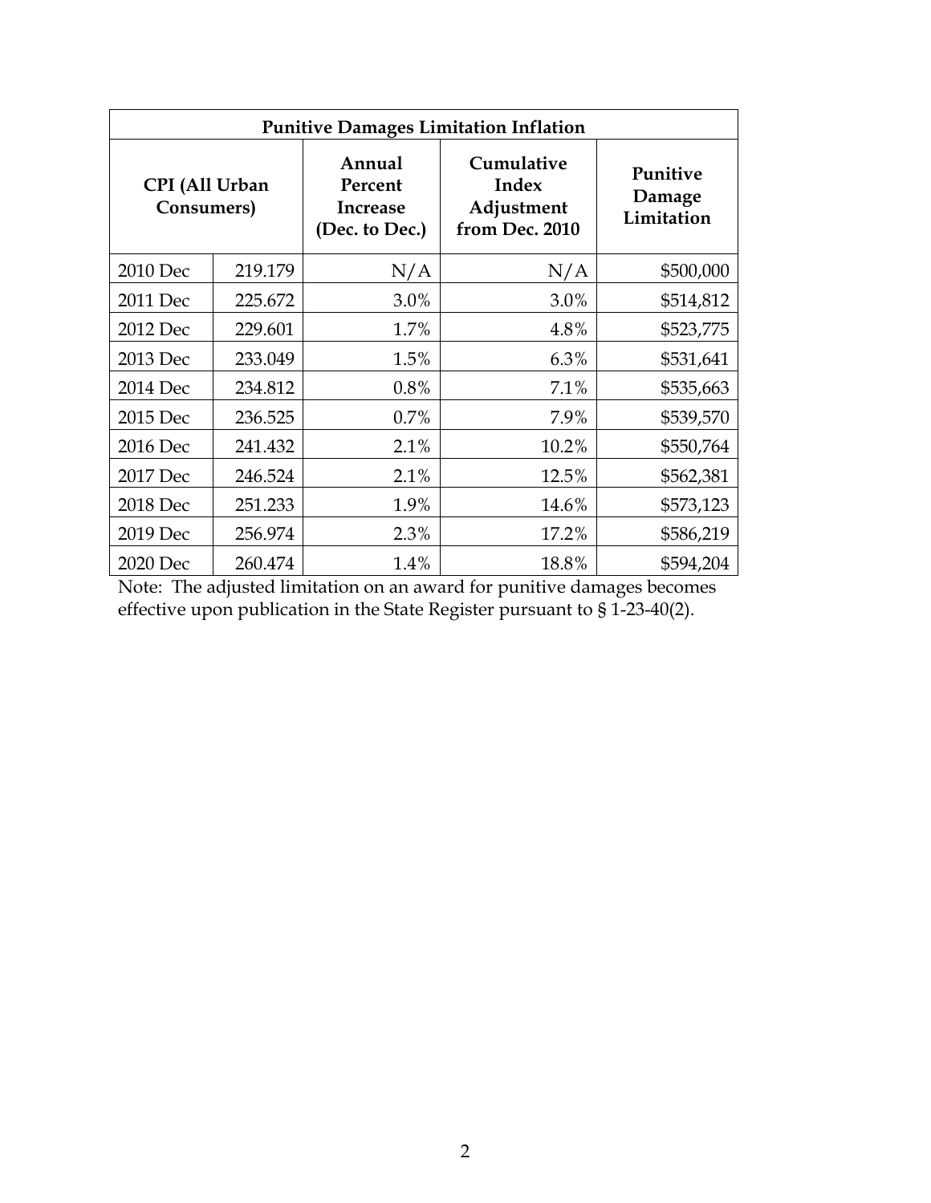| Punitive Damages Limitation Inflation | | | | |
|---|---|---|---|---|
| CPI (All Urban Consumers) | | Annual Percent Increase (Dec. to Dec.) | Cumulative Index Adjustment from Dec. 2010 | Punitive Damage Limitation |
| 2010 Dec | 219.179 | N/A | N/A | $500,000 |
| 2011 Dec | 225.672 | 3.0% | 3.0% | $514,812 |
| 2012 Dec | 229.601 | 1.7% | 4.8% | $523,775 |
| 2013 Dec | 233.049 | 1.5% | 6.3% | $531,641 |
| 2014 Dec | 234.812 | 0.8% | 7.1% | $535,663 |
| 2015 Dec | 236.525 | 0.7% | 7.9% | $539,570 |
| 2016 Dec | 241.432 | 2.1% | 10.2% | $550,764 |
| 2017 Dec | 246.524 | 2.1% | 12.5% | $562,381 |
| 2018 Dec | 251.233 | 1.9% | 14.6% | $573,123 |
| 2019 Dec | 256.974 | 2.3% | 17.2% | $586,219 |
| 2020 Dec | 260.474 | 1.4% | 18.8% | $594,204 |

Note: The adjusted limitation on an award for punitive damages becomes effective upon publication in the State Register pursuant to § 1-23-40(2).